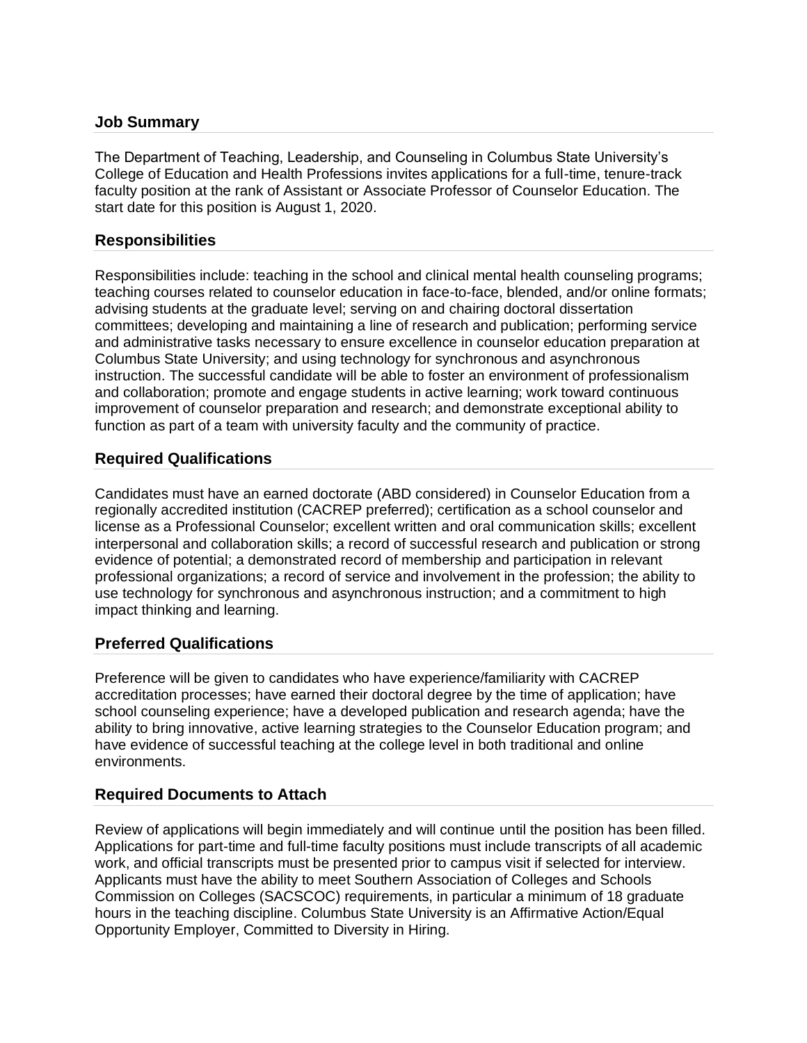## Job Summary

The Department of Teaching, Leadership, and Counseling in Columbus State University's College of Education and Health Professions invites applications for a full-time, tenure-track faculty position at the rank of Assistant or Associate Professor of Counselor Education. The start date for this position is August 1, 2020.

## Responsibilities

Responsibilities include: teaching in the school and clinical mental health counseling programs; teaching courses related to counselor education in face-to-face, blended, and/or online formats; advising students at the graduate level; serving on and chairing doctoral dissertation committees; developing and maintaining a line of research and publication; performing service and administrative tasks necessary to ensure excellence in counselor education preparation at Columbus State University; and using technology for synchronous and asynchronous instruction. The successful candidate will be able to foster an environment of professionalism and collaboration; promote and engage students in active learning; work toward continuous improvement of counselor preparation and research; and demonstrate exceptional ability to function as part of a team with university faculty and the community of practice.

## Required Qualifications

Candidates must have an earned doctorate (ABD considered) in Counselor Education from a regionally accredited institution (CACREP preferred); certification as a school counselor and license as a Professional Counselor; excellent written and oral communication skills; excellent interpersonal and collaboration skills; a record of successful research and publication or strong evidence of potential; a demonstrated record of membership and participation in relevant professional organizations; a record of service and involvement in the profession; the ability to use technology for synchronous and asynchronous instruction; and a commitment to high impact thinking and learning.

## Preferred Qualifications

Preference will be given to candidates who have experience/familiarity with CACREP accreditation processes; have earned their doctoral degree by the time of application; have school counseling experience; have a developed publication and research agenda; have the ability to bring innovative, active learning strategies to the Counselor Education program; and have evidence of successful teaching at the college level in both traditional and online environments.

## Required Documents to Attach

Review of applications will begin immediately and will continue until the position has been filled. Applications for part-time and full-time faculty positions must include transcripts of all academic work, and official transcripts must be presented prior to campus visit if selected for interview. Applicants must have the ability to meet Southern Association of Colleges and Schools Commission on Colleges (SACSCOC) requirements, in particular a minimum of 18 graduate hours in the teaching discipline. Columbus State University is an Affirmative Action/Equal Opportunity Employer, Committed to Diversity in Hiring.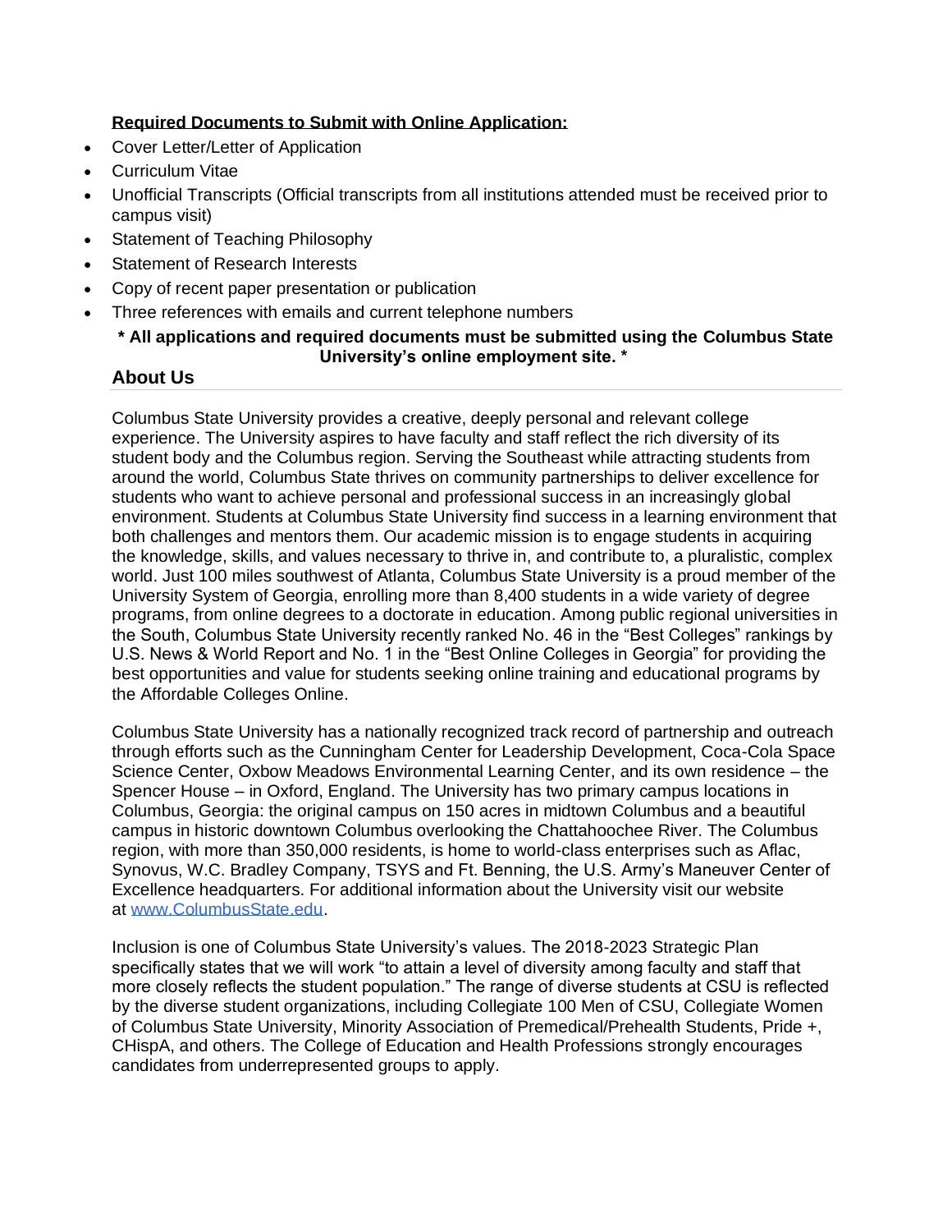**Required Documents to Submit with Online Application:**

- Cover Letter/Letter of Application
- Curriculum Vitae
- Unofficial Transcripts (Official transcripts from all institutions attended must be received prior to campus visit)
- Statement of Teaching Philosophy
- Statement of Research Interests
- Copy of recent paper presentation or publication
- Three references with emails and current telephone numbers

**\* All applications and required documents must be submitted using the Columbus State University's online employment site. \***

## About Us

Columbus State University provides a creative, deeply personal and relevant college experience. The University aspires to have faculty and staff reflect the rich diversity of its student body and the Columbus region. Serving the Southeast while attracting students from around the world, Columbus State thrives on community partnerships to deliver excellence for students who want to achieve personal and professional success in an increasingly global environment. Students at Columbus State University find success in a learning environment that both challenges and mentors them. Our academic mission is to engage students in acquiring the knowledge, skills, and values necessary to thrive in, and contribute to, a pluralistic, complex world. Just 100 miles southwest of Atlanta, Columbus State University is a proud member of the University System of Georgia, enrolling more than 8,400 students in a wide variety of degree programs, from online degrees to a doctorate in education. Among public regional universities in the South, Columbus State University recently ranked No. 46 in the "Best Colleges" rankings by U.S. News & World Report and No. 1 in the "Best Online Colleges in Georgia" for providing the best opportunities and value for students seeking online training and educational programs by the Affordable Colleges Online.

Columbus State University has a nationally recognized track record of partnership and outreach through efforts such as the Cunningham Center for Leadership Development, Coca-Cola Space Science Center, Oxbow Meadows Environmental Learning Center, and its own residence – the Spencer House – in Oxford, England. The University has two primary campus locations in Columbus, Georgia: the original campus on 150 acres in midtown Columbus and a beautiful campus in historic downtown Columbus overlooking the Chattahoochee River. The Columbus region, with more than 350,000 residents, is home to world-class enterprises such as Aflac, Synovus, W.C. Bradley Company, TSYS and Ft. Benning, the U.S. Army's Maneuver Center of Excellence headquarters. For additional information about the University visit our website at [www.ColumbusState.edu](http://www.ColumbusState.edu).

Inclusion is one of Columbus State University's values. The 2018-2023 Strategic Plan specifically states that we will work "to attain a level of diversity among faculty and staff that more closely reflects the student population." The range of diverse students at CSU is reflected by the diverse student organizations, including Collegiate 100 Men of CSU, Collegiate Women of Columbus State University, Minority Association of Premedical/Prehealth Students, Pride +, CHispA, and others. The College of Education and Health Professions strongly encourages candidates from underrepresented groups to apply.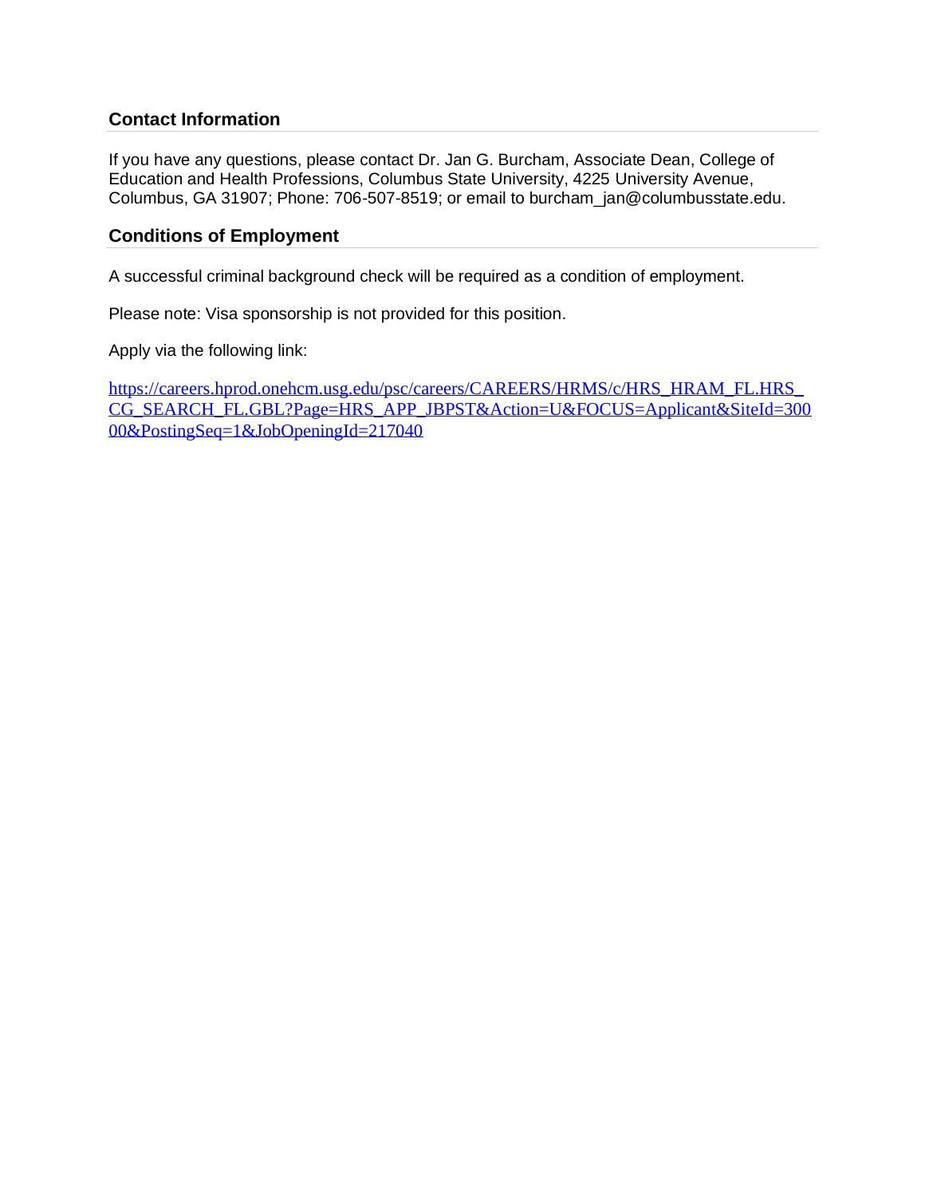## Contact Information

If you have any questions, please contact Dr. Jan G. Burcham, Associate Dean, College of Education and Health Professions, Columbus State University, 4225 University Avenue, Columbus, GA 31907; Phone: 706-507-8519; or email to burcham_jan@columbusstate.edu.

## Conditions of Employment

A successful criminal background check will be required as a condition of employment.

Please note: Visa sponsorship is not provided for this position.

Apply via the following link:

https://careers.hprod.onehcm.usg.edu/psc/careers/CAREERS/HRMS/c/HRS_HRAM_FL.HRS_CG_SEARCH_FL.GBL?Page=HRS_APP_JBPST&Action=U&FOCUS=Applicant&SiteId=30000&PostingSeq=1&JobOpeningId=217040